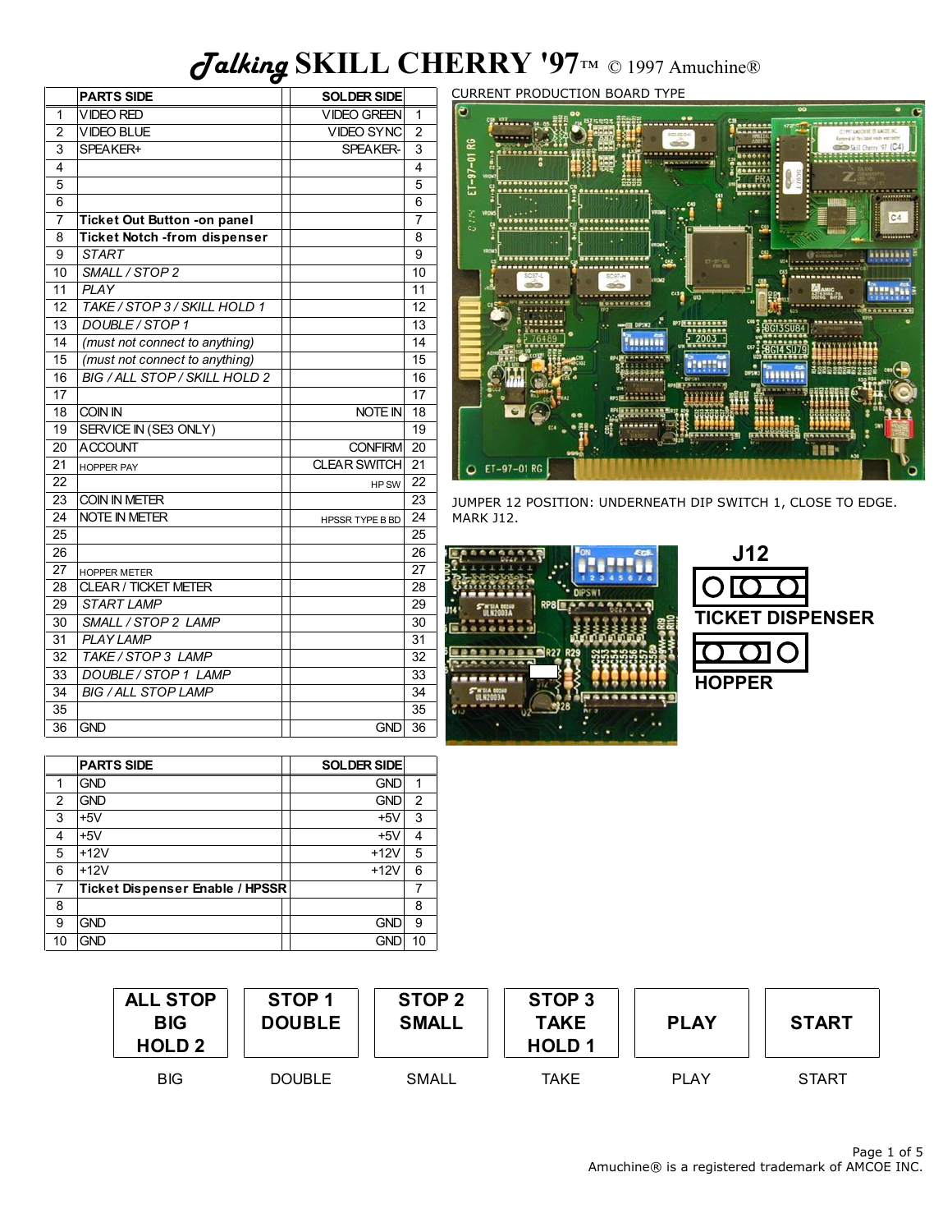# *Talking* SKILL CHERRY '97™ © 1997 Amuchine®

| | PARTS SIDE | SOLDER SIDE | |
|---|---|---|---|
| 1 | VIDEO RED | VIDEO GREEN | 1 |
| 2 | VIDEO BLUE | VIDEO SYNC | 2 |
| 3 | SPEAKER+ | SPEAKER- | 3 |
| 4 | | | 4 |
| 5 | | | 5 |
| 6 | | | 6 |
| 7 | **Ticket Out Button -on panel** | | 7 |
| 8 | **Ticket Notch -from dispenser** | | 8 |
| 9 | *START* | | 9 |
| 10 | *SMALL / STOP 2* | | 10 |
| 11 | *PLAY* | | 11 |
| 12 | *TAKE / STOP 3 / SKILL HOLD 1* | | 12 |
| 13 | *DOUBLE / STOP 1* | | 13 |
| 14 | *(must not connect to anything)* | | 14 |
| 15 | *(must not connect to anything)* | | 15 |
| 16 | *BIG / ALL STOP / SKILL HOLD 2* | | 16 |
| 17 | | | 17 |
| 18 | COIN IN | NOTE IN | 18 |
| 19 | SERVICE IN (SE3 ONLY) | | 19 |
| 20 | ACCOUNT | CONFIRM | 20 |
| 21 | HOPPER PAY | CLEAR SWITCH | 21 |
| 22 | | HP SW | 22 |
| 23 | COIN IN METER | | 23 |
| 24 | NOTE IN METER | HPSSR TYPE B BD | 24 |
| 25 | | | 25 |
| 26 | | | 26 |
| 27 | HOPPER METER | | 27 |
| 28 | CLEAR / TICKET METER | | 28 |
| 29 | *START LAMP* | | 29 |
| 30 | *SMALL / STOP 2 LAMP* | | 30 |
| 31 | *PLAY LAMP* | | 31 |
| 32 | *TAKE / STOP 3 LAMP* | | 32 |
| 33 | *DOUBLE / STOP 1 LAMP* | | 33 |
| 34 | *BIG / ALL STOP LAMP* | | 34 |
| 35 | | | 35 |
| 36 | GND | GND | 36 |

CURRENT PRODUCTION BOARD TYPE

JUMPER 12 POSITION: UNDERNEATH DIP SWITCH 1, CLOSE TO EDGE. MARK J12.

**J12**

**TICKET DISPENSER**

**HOPPER**

| | PARTS SIDE | SOLDER SIDE | |
|---|---|---|---|
| 1 | GND | GND | 1 |
| 2 | GND | GND | 2 |
| 3 | +5V | +5V | 3 |
| 4 | +5V | +5V | 4 |
| 5 | +12V | +12V | 5 |
| 6 | +12V | +12V | 6 |
| 7 | **Ticket Dispenser Enable / HPSSR** | | 7 |
| 8 | | | 8 |
| 9 | GND | GND | 9 |
| 10 | GND | GND | 10 |

| ALL STOP BIG HOLD 2 | STOP 1 DOUBLE | STOP 2 SMALL | STOP 3 TAKE HOLD 1 | PLAY | START |
|---|---|---|---|---|---|
| BIG | DOUBLE | SMALL | TAKE | PLAY | START |

Amuchine® is a registered trademark of AMCOE INC.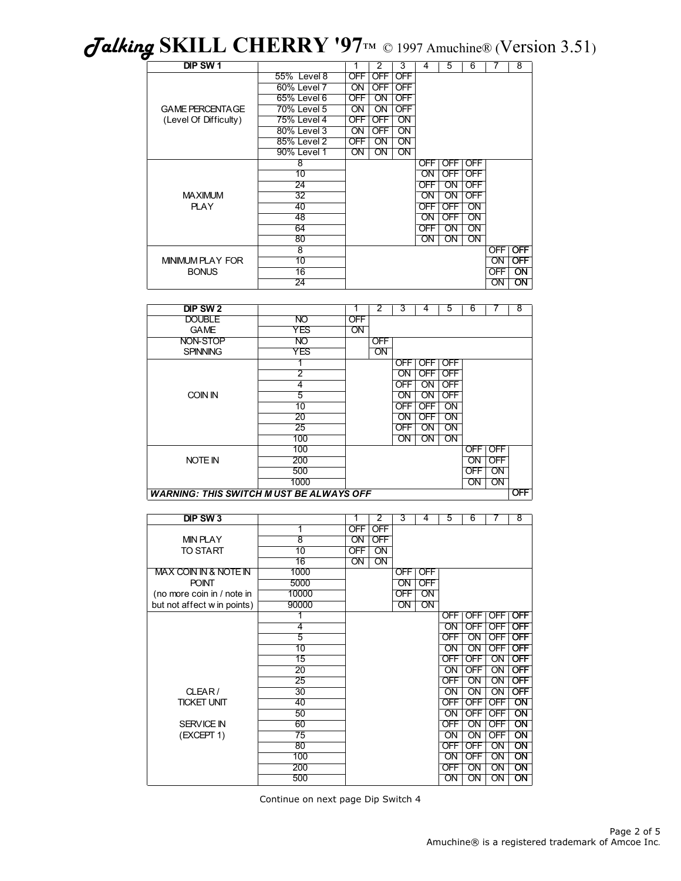# *Talking* SKILL CHERRY '97™ © 1997 Amuchine® (Version 3.51)

| DIP SW 1 | | 1 | 2 | 3 | 4 | 5 | 6 | 7 | 8 |
|---|---|---|---|---|---|---|---|---|---|
| GAME PERCENTAGE (Level Of Difficulty) | 55% Level 8 | OFF | OFF | OFF | | | | | |
| | 60% Level 7 | ON | OFF | OFF | | | | | |
| | 65% Level 6 | OFF | ON | OFF | | | | | |
| | 70% Level 5 | ON | ON | OFF | | | | | |
| | 75% Level 4 | OFF | OFF | ON | | | | | |
| | 80% Level 3 | ON | OFF | ON | | | | | |
| | 85% Level 2 | OFF | ON | ON | | | | | |
| | 90% Level 1 | ON | ON | ON | | | | | |
| MAXIMUM PLAY | 8 | | | | OFF | OFF | OFF | | |
| | 10 | | | | ON | OFF | OFF | | |
| | 24 | | | | OFF | ON | OFF | | |
| | 32 | | | | ON | ON | OFF | | |
| | 40 | | | | OFF | OFF | ON | | |
| | 48 | | | | ON | OFF | ON | | |
| | 64 | | | | OFF | ON | ON | | |
| | 80 | | | | ON | ON | ON | | |
| MINIMUM PLAY FOR BONUS | 8 | | | | | | | OFF | OFF |
| | 10 | | | | | | | ON | OFF |
| | 16 | | | | | | | OFF | ON |
| | 24 | | | | | | | ON | ON |

| DIP SW 2 | | 1 | 2 | 3 | 4 | 5 | 6 | 7 | 8 |
|---|---|---|---|---|---|---|---|---|---|
| DOUBLE GAME | NO | OFF | | | | | | | |
| | YES | ON | | | | | | | |
| NON-STOP SPINNING | NO | | OFF | | | | | | |
| | YES | | ON | | | | | | |
| COIN IN | 1 | | | OFF | OFF | OFF | | | |
| | 2 | | | ON | OFF | OFF | | | |
| | 4 | | | OFF | ON | OFF | | | |
| | 5 | | | ON | ON | OFF | | | |
| | 10 | | | OFF | OFF | ON | | | |
| | 20 | | | ON | OFF | ON | | | |
| | 25 | | | OFF | ON | ON | | | |
| | 100 | | | ON | ON | ON | | | |
| NOTE IN | 100 | | | | | | OFF | OFF | |
| | 200 | | | | | | ON | OFF | |
| | 500 | | | | | | OFF | ON | |
| | 1000 | | | | | | ON | ON | |
| ***WARNING: THIS SWITCH MUST BE ALWAYS OFF*** | | | | | | | | | OFF |

| DIP SW 3 | | 1 | 2 | 3 | 4 | 5 | 6 | 7 | 8 |
|---|---|---|---|---|---|---|---|---|---|
| MIN PLAY TO START | 1 | OFF | OFF | | | | | | |
| | 8 | ON | OFF | | | | | | |
| | 10 | OFF | ON | | | | | | |
| | 16 | ON | ON | | | | | | |
| MAX COIN IN & NOTE IN POINT (no more coin in / note in but not affect win points) | 1000 | | | OFF | OFF | | | | |
| | 5000 | | | ON | OFF | | | | |
| | 10000 | | | OFF | ON | | | | |
| | 90000 | | | ON | ON | | | | |
| CLEAR / TICKET UNIT SERVICE IN (EXCEPT 1) | 1 | | | | | OFF | OFF | OFF | OFF |
| | 4 | | | | | ON | OFF | OFF | OFF |
| | 5 | | | | | OFF | ON | OFF | OFF |
| | 10 | | | | | ON | ON | OFF | OFF |
| | 15 | | | | | OFF | OFF | ON | OFF |
| | 20 | | | | | ON | OFF | ON | OFF |
| | 25 | | | | | OFF | ON | ON | OFF |
| | 30 | | | | | ON | ON | ON | OFF |
| | 40 | | | | | OFF | OFF | OFF | ON |
| | 50 | | | | | ON | OFF | OFF | ON |
| | 60 | | | | | OFF | ON | OFF | ON |
| | 75 | | | | | ON | ON | OFF | ON |
| | 80 | | | | | OFF | OFF | ON | ON |
| | 100 | | | | | ON | OFF | ON | ON |
| | 200 | | | | | OFF | ON | ON | ON |
| | 500 | | | | | ON | ON | ON | ON |

Continue on next page Dip Switch 4

Amuchine® is a registered trademark of Amcoe Inc.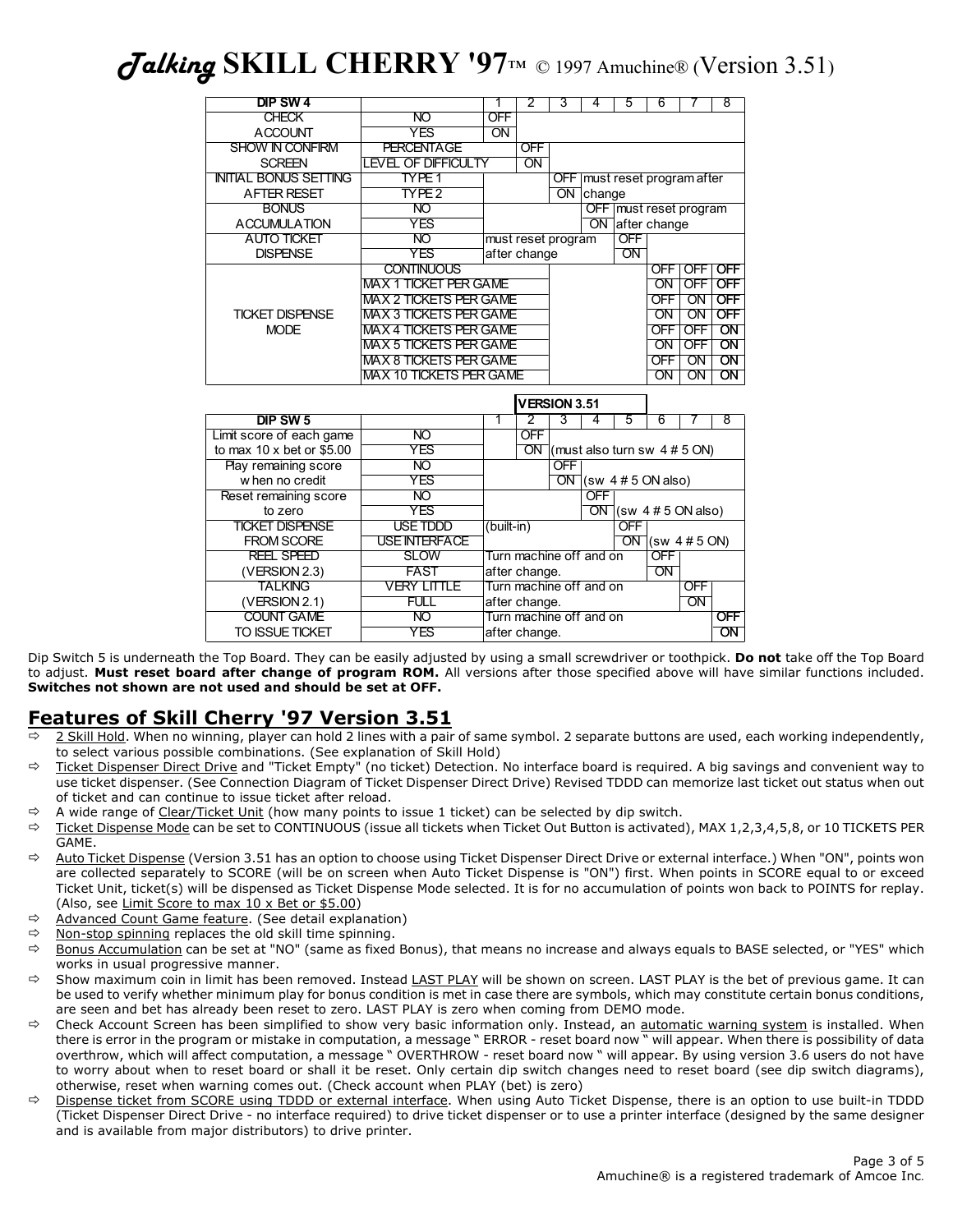# *Talking* SKILL CHERRY '97™ © 1997 Amuchine® (Version 3.51)

| DIP SW 4 | | 1 | 2 | 3 | 4 | 5 | 6 | 7 | 8 |
|---|---|---|---|---|---|---|---|---|---|
| CHECK | NO | OFF | | | | | | | |
| ACCOUNT | YES | ON | | | | | | | |
| SHOW IN CONFIRM | PERCENTAGE | | OFF | | | | | | |
| SCREEN | LEVEL OF DIFFICULTY | | ON | | | | | | |
| INITIAL BONUS SETTING | TYPE 1 | | | OFF | must reset program after | | | | |
| AFTER RESET | TYPE 2 | | | ON | change | | | | |
| BONUS | NO | | | | OFF | must reset program | | | |
| ACCUMULATION | YES | | | | ON | after change | | | |
| AUTO TICKET | NO | must reset program | | | | OFF | | | |
| DISPENSE | YES | after change | | | | ON | | | |
| TICKET DISPENSE MODE | CONTINUOUS | | | | | | OFF | OFF | OFF |
| | MAX 1 TICKET PER GAME | | | | | | ON | OFF | OFF |
| | MAX 2 TICKETS PER GAME | | | | | | OFF | ON | OFF |
| | MAX 3 TICKETS PER GAME | | | | | | ON | ON | OFF |
| | MAX 4 TICKETS PER GAME | | | | | | OFF | OFF | ON |
| | MAX 5 TICKETS PER GAME | | | | | | ON | OFF | ON |
| | MAX 8 TICKETS PER GAME | | | | | | OFF | ON | ON |
| | MAX 10 TICKETS PER GAME | | | | | | ON | ON | ON |

**VERSION 3.51**

| DIP SW 5 | | 1 | 2 | 3 | 4 | 5 | 6 | 7 | 8 |
|---|---|---|---|---|---|---|---|---|---|
| Limit score of each game | NO | | OFF | | | | | | |
| to max 10 x bet or $5.00 | YES | | ON | (must also turn sw 4 # 5 ON) | | | | | |
| Play remaining score | NO | | | OFF | | | | | |
| when no credit | YES | | | ON | (sw 4 # 5 ON also) | | | | |
| Reset remaining score | NO | | | | OFF | | | | |
| to zero | YES | | | | ON | (sw 4 # 5 ON also) | | | |
| TICKET DISPENSE | USE TDDD | (built-in) | | | | OFF | | | |
| FROM SCORE | USE INTERFACE | | | | | ON | (sw 4 # 5 ON) | | |
| REEL SPEED | SLOW | Turn machine off and on | | | | | OFF | | |
| (VERSION 2.3) | FAST | after change. | | | | | ON | | |
| TALKING | VERY LITTLE | Turn machine off and on | | | | | | OFF | |
| (VERSION 2.1) | FULL | after change. | | | | | | ON | |
| COUNT GAME | NO | Turn machine off and on | | | | | | | OFF |
| TO ISSUE TICKET | YES | after change. | | | | | | | ON |

Dip Switch 5 is underneath the Top Board. They can be easily adjusted by using a small screwdriver or toothpick. **Do not** take off the Top Board to adjust. **Must reset board after change of program ROM.** All versions after those specified above will have similar functions included. **Switches not shown are not used and should be set at OFF.**

## Features of Skill Cherry '97 Version 3.51

- 2 Skill Hold. When no winning, player can hold 2 lines with a pair of same symbol. 2 separate buttons are used, each working independently, to select various possible combinations. (See explanation of Skill Hold)
- Ticket Dispenser Direct Drive and "Ticket Empty" (no ticket) Detection. No interface board is required. A big savings and convenient way to use ticket dispenser. (See Connection Diagram of Ticket Dispenser Direct Drive) Revised TDDD can memorize last ticket out status when out of ticket and can continue to issue ticket after reload.
- A wide range of Clear/Ticket Unit (how many points to issue 1 ticket) can be selected by dip switch.
- Ticket Dispense Mode can be set to CONTINUOUS (issue all tickets when Ticket Out Button is activated), MAX 1,2,3,4,5,8, or 10 TICKETS PER GAME.
- Auto Ticket Dispense (Version 3.51 has an option to choose using Ticket Dispenser Direct Drive or external interface.) When "ON", points won are collected separately to SCORE (will be on screen when Auto Ticket Dispense is "ON") first. When points in SCORE equal to or exceed Ticket Unit, ticket(s) will be dispensed as Ticket Dispense Mode selected. It is for no accumulation of points won back to POINTS for replay. (Also, see Limit Score to max 10 x Bet or $5.00)
- Advanced Count Game feature. (See detail explanation)
- Non-stop spinning replaces the old skill time spinning.
- Bonus Accumulation can be set at "NO" (same as fixed Bonus), that means no increase and always equals to BASE selected, or "YES" which works in usual progressive manner.
- Show maximum coin in limit has been removed. Instead LAST PLAY will be shown on screen. LAST PLAY is the bet of previous game. It can be used to verify whether minimum play for bonus condition is met in case there are symbols, which may constitute certain bonus conditions, are seen and bet has already been reset to zero. LAST PLAY is zero when coming from DEMO mode.
- Check Account Screen has been simplified to show very basic information only. Instead, an automatic warning system is installed. When there is error in the program or mistake in computation, a message " ERROR - reset board now " will appear. When there is possibility of data overthrow, which will affect computation, a message " OVERTHROW - reset board now " will appear. By using version 3.6 users do not have to worry about when to reset board or shall it be reset. Only certain dip switch changes need to reset board (see dip switch diagrams), otherwise, reset when warning comes out. (Check account when PLAY (bet) is zero)
- Dispense ticket from SCORE using TDDD or external interface. When using Auto Ticket Dispense, there is an option to use built-in TDDD (Ticket Dispenser Direct Drive - no interface required) to drive ticket dispenser or to use a printer interface (designed by the same designer and is available from major distributors) to drive printer.

Amuchine® is a registered trademark of Amcoe Inc.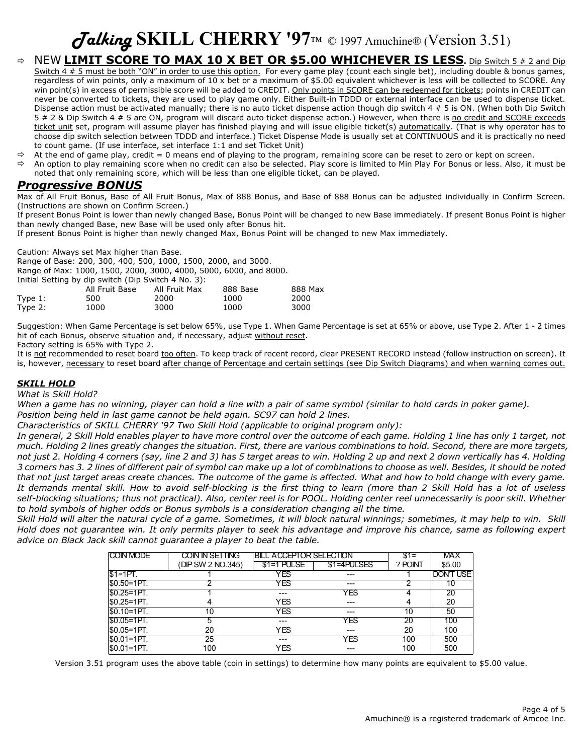# *Talking* SKILL CHERRY '97™ © 1997 Amuchine® (Version 3.51)

- NEW **LIMIT SCORE TO MAX 10 X BET OR $5.00 WHICHEVER IS LESS**. Dip Switch 5 # 2 and Dip Switch 4 # 5 must be both "ON" in order to use this option. For every game play (count each single bet), including double & bonus games, regardless of win points, only a maximum of 10 x bet or a maximum of $5.00 equivalent whichever is less will be collected to SCORE. Any win point(s) in excess of permissible score will be added to CREDIT. Only points in SCORE can be redeemed for tickets; points in CREDIT can never be converted to tickets, they are used to play game only. Either Built-in TDDD or external interface can be used to dispense ticket. Dispense action must be activated manually; there is no auto ticket dispense action though dip switch 4 # 5 is ON. (When both Dip Switch 5 # 2 & Dip Switch 4 # 5 are ON, program will discard auto ticket dispense action.) However, when there is no credit and SCORE exceeds ticket unit set, program will assume player has finished playing and will issue eligible ticket(s) automatically. (That is why operator has to choose dip switch selection between TDDD and interface.) Ticket Dispense Mode is usually set at CONTINUOUS and it is practically no need to count game. (If use interface, set interface 1:1 and set Ticket Unit)
- At the end of game play, credit = 0 means end of playing to the program, remaining score can be reset to zero or kept on screen.
- An option to play remaining score when no credit can also be selected. Play score is limited to Min Play For Bonus or less. Also, it must be noted that only remaining score, which will be less than one eligible ticket, can be played.

## *Progressive BONUS*

Max of All Fruit Bonus, Base of All Fruit Bonus, Max of 888 Bonus, and Base of 888 Bonus can be adjusted individually in Confirm Screen. (Instructions are shown on Confirm Screen.)

If present Bonus Point is lower than newly changed Base, Bonus Point will be changed to new Base immediately. If present Bonus Point is higher than newly changed Base, new Base will be used only after Bonus hit.

If present Bonus Point is higher than newly changed Max, Bonus Point will be changed to new Max immediately.

Caution: Always set Max higher than Base.

Range of Base: 200, 300, 400, 500, 1000, 1500, 2000, and 3000.

Range of Max: 1000, 1500, 2000, 3000, 4000, 5000, 6000, and 8000.

Initial Setting by dip switch (Dip Switch 4 No. 3):

| | All Fruit Base | All Fruit Max | 888 Base | 888 Max |
|---|---|---|---|---|
| Type 1: | 500 | 2000 | 1000 | 2000 |
| Type 2: | 1000 | 3000 | 1000 | 3000 |

Suggestion: When Game Percentage is set below 65%, use Type 1. When Game Percentage is set at 65% or above, use Type 2. After 1 - 2 times hit of each Bonus, observe situation and, if necessary, adjust without reset.

Factory setting is 65% with Type 2.

It is not recommended to reset board too often. To keep track of recent record, clear PRESENT RECORD instead (follow instruction on screen). It is, however, necessary to reset board after change of Percentage and certain settings (see Dip Switch Diagrams) and when warning comes out.

### ***SKILL HOLD***

*What is Skill Hold?*

*When a game has no winning, player can hold a line with a pair of same symbol (similar to hold cards in poker game). Position being held in last game cannot be held again. SC97 can hold 2 lines.*

*Characteristics of SKILL CHERRY '97 Two Skill Hold (applicable to original program only):*

*In general, 2 Skill Hold enables player to have more control over the outcome of each game. Holding 1 line has only 1 target, not much. Holding 2 lines greatly changes the situation. First, there are various combinations to hold. Second, there are more targets, not just 2. Holding 4 corners (say, line 2 and 3) has 5 target areas to win. Holding 2 up and next 2 down vertically has 4. Holding 3 corners has 3. 2 lines of different pair of symbol can make up a lot of combinations to choose as well. Besides, it should be noted that not just target areas create chances. The outcome of the game is affected. What and how to hold change with every game. It demands mental skill. How to avoid self-blocking is the first thing to learn (more than 2 Skill Hold has a lot of useless self-blocking situations; thus not practical). Also, center reel is for POOL. Holding center reel unnecessarily is poor skill. Whether to hold symbols of higher odds or Bonus symbols is a consideration changing all the time.*

*Skill Hold will alter the natural cycle of a game. Sometimes, it will block natural winnings; sometimes, it may help to win. Skill Hold does not guarantee win. It only permits player to seek his advantage and improve his chance, same as following expert advice on Black Jack skill cannot guarantee a player to beat the table.*

| COIN MODE | COIN IN SETTING (DIP SW 2 NO.345) | BILL ACCEPTOR SELECTION | | $1= ? POINT | MAX $5.00 |
|---|---|---|---|---|---|
| | | $1=1 PULSE | $1=4PULSES | | |
| $1=1PT. | 1 | YES | --- | 1 | DON'T USE |
| $0.50=1PT. | 2 | YES | --- | 2 | 10 |
| $0.25=1PT. | 1 | --- | YES | 4 | 20 |
| $0.25=1PT. | 4 | YES | --- | 4 | 20 |
| $0.10=1PT. | 10 | YES | --- | 10 | 50 |
| $0.05=1PT. | 5 | --- | YES | 20 | 100 |
| $0.05=1PT. | 20 | YES | --- | 20 | 100 |
| $0.01=1PT. | 25 | --- | YES | 100 | 500 |
| $0.01=1PT. | 100 | YES | --- | 100 | 500 |

Version 3.51 program uses the above table (coin in settings) to determine how many points are equivalent to $5.00 value.

Amuchine® is a registered trademark of Amcoe Inc.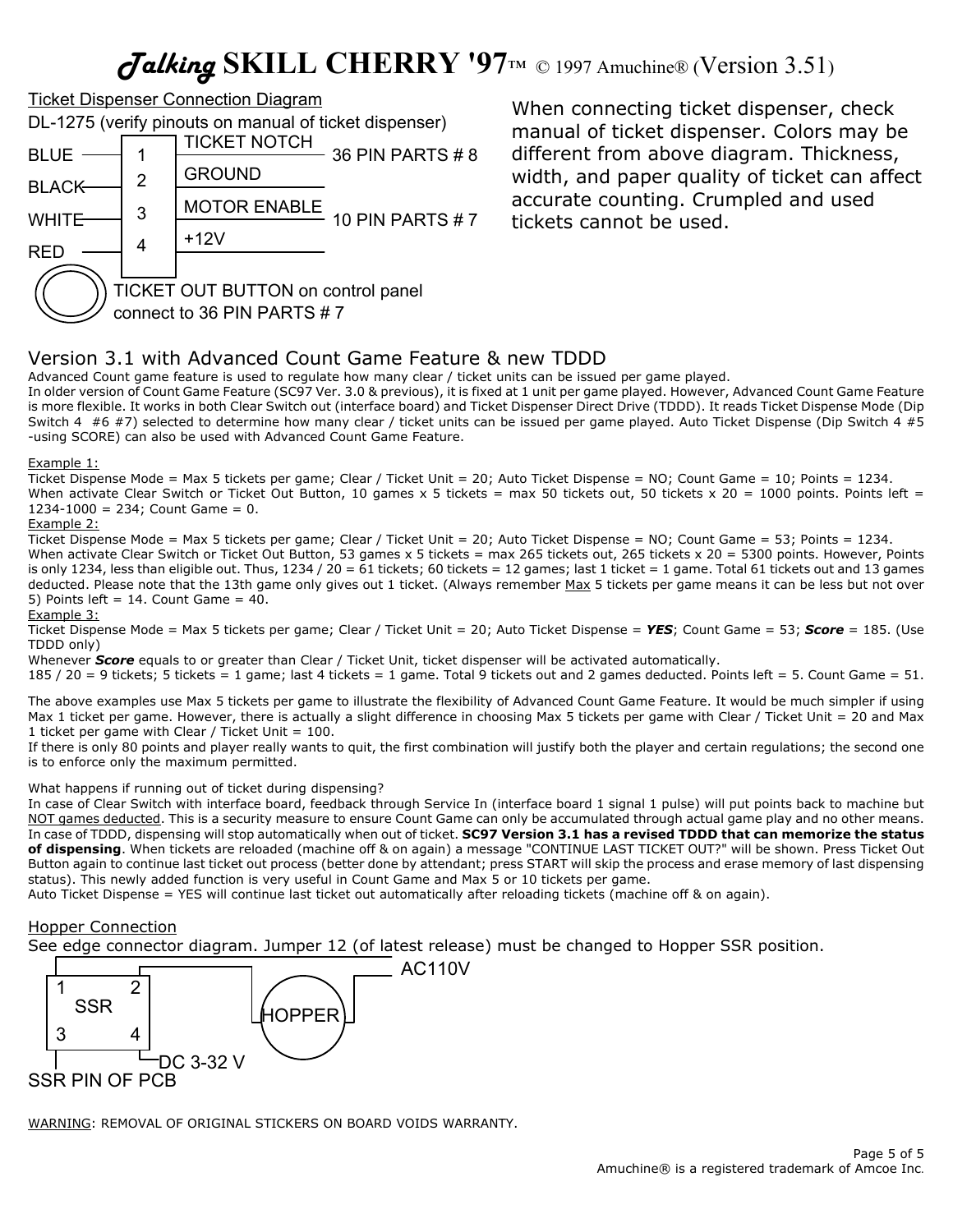# *Talking* SKILL CHERRY '97™ © 1997 Amuchine® (Version 3.51)

Ticket Dispenser Connection Diagram

DL-1275 (verify pinouts on manual of ticket dispenser)

| Wire | Pin | Function | Connection |
|---|---|---|---|
| BLUE | 1 | TICKET NOTCH | 36 PIN PARTS # 8 |
| BLACK | 2 | GROUND | |
| WHITE | 3 | MOTOR ENABLE | 10 PIN PARTS # 7 |
| RED | 4 | +12V | |

TICKET OUT BUTTON on control panel connect to 36 PIN PARTS # 7

When connecting ticket dispenser, check manual of ticket dispenser. Colors may be different from above diagram. Thickness, width, and paper quality of ticket can affect accurate counting. Crumpled and used tickets cannot be used.

## Version 3.1 with Advanced Count Game Feature & new TDDD

Advanced Count game feature is used to regulate how many clear / ticket units can be issued per game played.

In older version of Count Game Feature (SC97 Ver. 3.0 & previous), it is fixed at 1 unit per game played. However, Advanced Count Game Feature is more flexible. It works in both Clear Switch out (interface board) and Ticket Dispenser Direct Drive (TDDD). It reads Ticket Dispense Mode (Dip Switch 4 #6 #7) selected to determine how many clear / ticket units can be issued per game played. Auto Ticket Dispense (Dip Switch 4 #5 -using SCORE) can also be used with Advanced Count Game Feature.

Example 1:

Ticket Dispense Mode = Max 5 tickets per game; Clear / Ticket Unit = 20; Auto Ticket Dispense = NO; Count Game = 10; Points = 1234.
When activate Clear Switch or Ticket Out Button, 10 games x 5 tickets = max 50 tickets out, 50 tickets x 20 = 1000 points. Points left = 1234-1000 = 234; Count Game = 0.

Example 2:

Ticket Dispense Mode = Max 5 tickets per game; Clear / Ticket Unit = 20; Auto Ticket Dispense = NO; Count Game = 53; Points = 1234.
When activate Clear Switch or Ticket Out Button, 53 games x 5 tickets = max 265 tickets out, 265 tickets x 20 = 5300 points. However, Points is only 1234, less than eligible out. Thus, 1234 / 20 = 61 tickets; 60 tickets = 12 games; last 1 ticket = 1 game. Total 61 tickets out and 13 games deducted. Please note that the 13th game only gives out 1 ticket. (Always remember Max 5 tickets per game means it can be less but not over 5) Points left = 14. Count Game = 40.

Example 3:

Ticket Dispense Mode = Max 5 tickets per game; Clear / Ticket Unit = 20; Auto Ticket Dispense = ***YES***; Count Game = 53; ***Score*** = 185. (Use TDDD only)
Whenever ***Score*** equals to or greater than Clear / Ticket Unit, ticket dispenser will be activated automatically.
185 / 20 = 9 tickets; 5 tickets = 1 game; last 4 tickets = 1 game. Total 9 tickets out and 2 games deducted. Points left = 5. Count Game = 51.

The above examples use Max 5 tickets per game to illustrate the flexibility of Advanced Count Game Feature. It would be much simpler if using Max 1 ticket per game. However, there is actually a slight difference in choosing Max 5 tickets per game with Clear / Ticket Unit = 20 and Max 1 ticket per game with Clear / Ticket Unit = 100.
If there is only 80 points and player really wants to quit, the first combination will justify both the player and certain regulations; the second one is to enforce only the maximum permitted.

What happens if running out of ticket during dispensing?
In case of Clear Switch with interface board, feedback through Service In (interface board 1 signal 1 pulse) will put points back to machine but NOT games deducted. This is a security measure to ensure Count Game can only be accumulated through actual game play and no other means.
In case of TDDD, dispensing will stop automatically when out of ticket. **SC97 Version 3.1 has a revised TDDD that can memorize the status of dispensing**. When tickets are reloaded (machine off & on again) a message "CONTINUE LAST TICKET OUT?" will be shown. Press Ticket Out Button again to continue last ticket out process (better done by attendant; press START will skip the process and erase memory of last dispensing status). This newly added function is very useful in Count Game and Max 5 or 10 tickets per game.
Auto Ticket Dispense = YES will continue last ticket out automatically after reloading tickets (machine off & on again).

Hopper Connection

See edge connector diagram. Jumper 12 (of latest release) must be changed to Hopper SSR position.

SSR (pins 1, 2, 3, 4) — HOPPER — AC110V

DC 3-32 V

SSR PIN OF PCB

WARNING: REMOVAL OF ORIGINAL STICKERS ON BOARD VOIDS WARRANTY.

Amuchine® is a registered trademark of Amcoe Inc.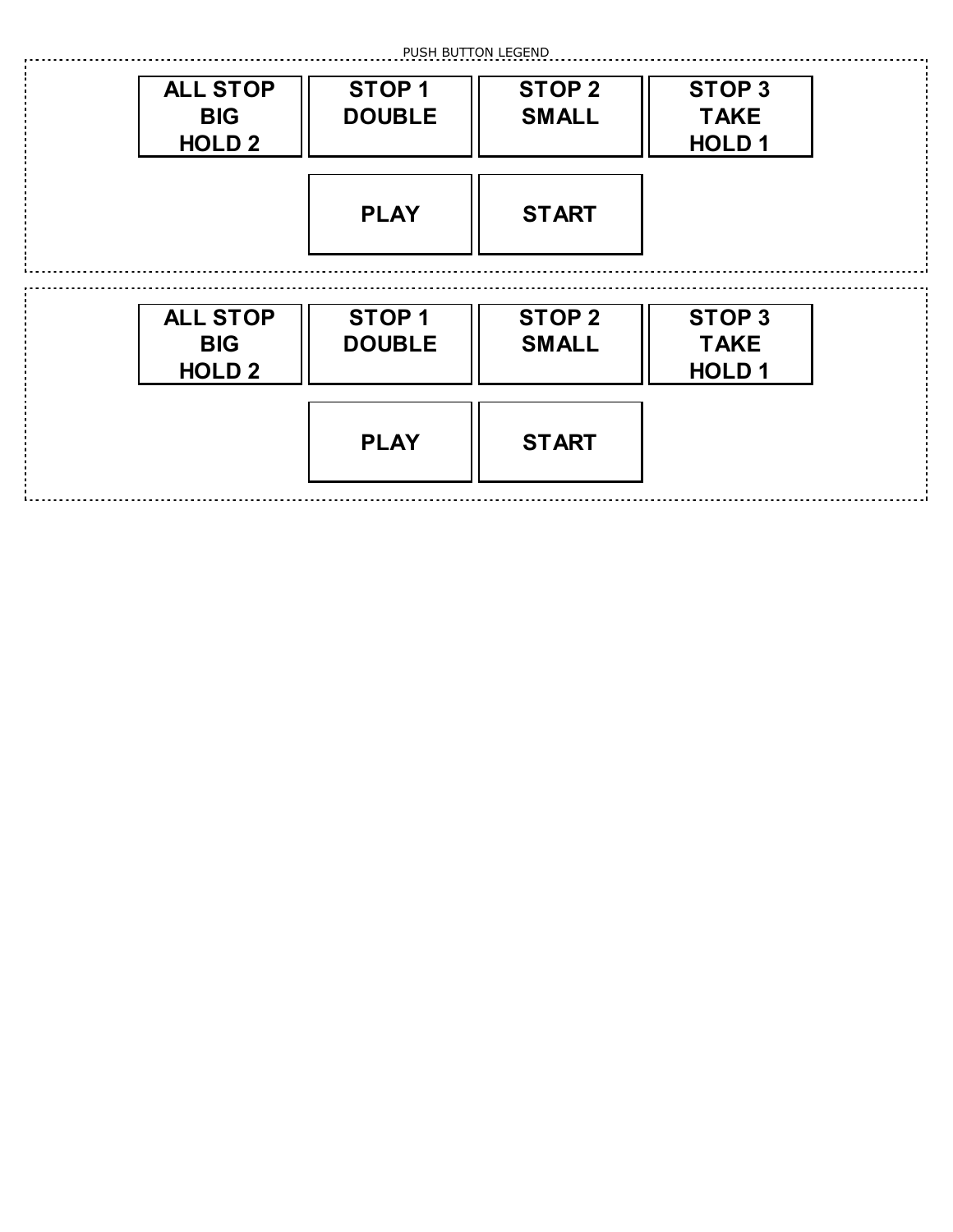PUSH BUTTON LEGEND

| | | | |
|---|---|---|---|
| **ALL STOP BIG HOLD 2** | **STOP 1 DOUBLE** | **STOP 2 SMALL** | **STOP 3 TAKE HOLD 1** |
| | **PLAY** | **START** | |

| | | | |
|---|---|---|---|
| **ALL STOP BIG HOLD 2** | **STOP 1 DOUBLE** | **STOP 2 SMALL** | **STOP 3 TAKE HOLD 1** |
| | **PLAY** | **START** | |